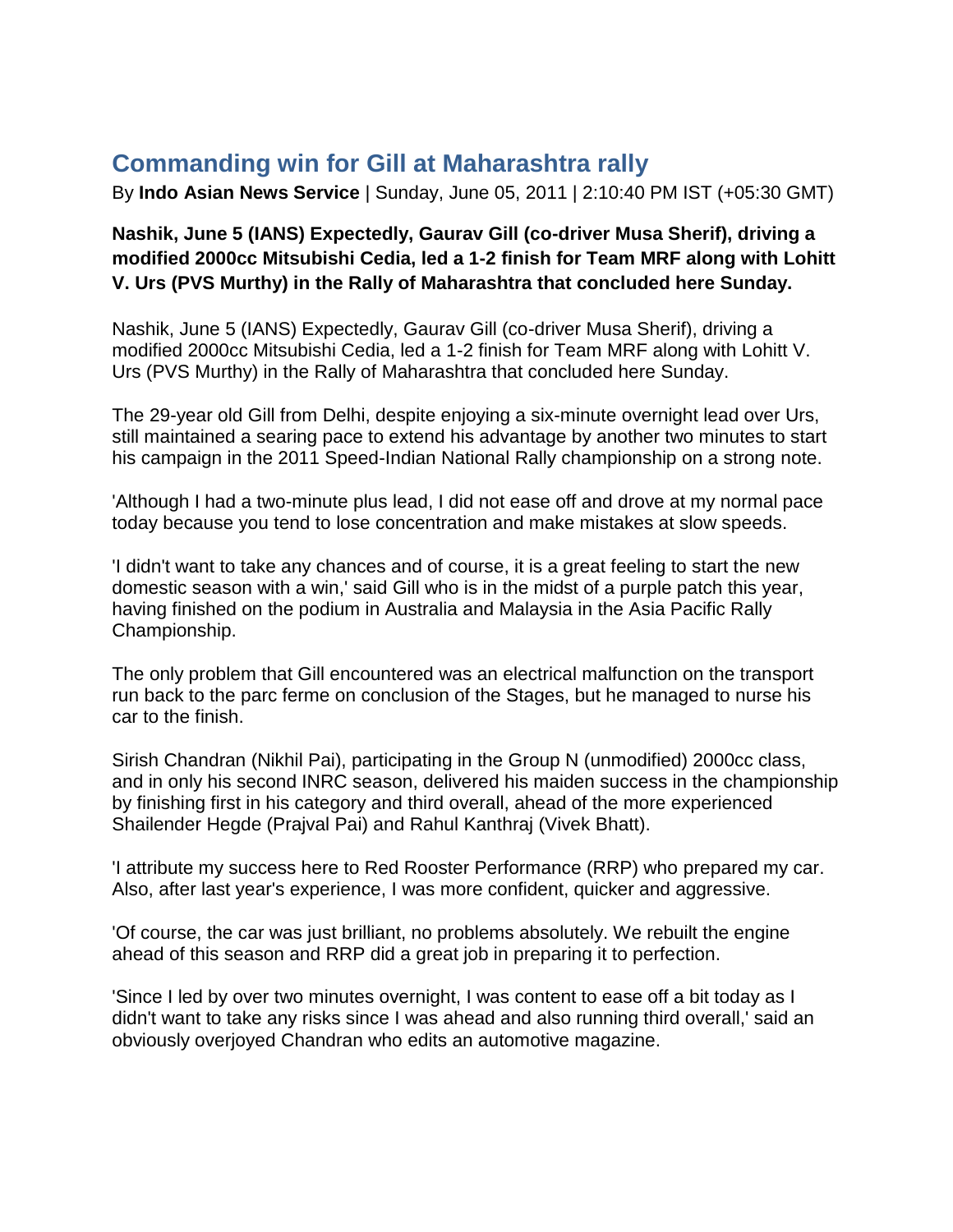# Commanding win for Gill at Maharashtra rally

By **Indo Asian News Service** | Sunday, June 05, 2011 | 2:10:40 PM IST (+05:30 GMT)

**Nashik, June 5 (IANS) Expectedly, Gaurav Gill (co-driver Musa Sherif), driving a modified 2000cc Mitsubishi Cedia, led a 1-2 finish for Team MRF along with Lohitt V. Urs (PVS Murthy) in the Rally of Maharashtra that concluded here Sunday.**

Nashik, June 5 (IANS) Expectedly, Gaurav Gill (co-driver Musa Sherif), driving a modified 2000cc Mitsubishi Cedia, led a 1-2 finish for Team MRF along with Lohitt V. Urs (PVS Murthy) in the Rally of Maharashtra that concluded here Sunday.

The 29-year old Gill from Delhi, despite enjoying a six-minute overnight lead over Urs, still maintained a searing pace to extend his advantage by another two minutes to start his campaign in the 2011 Speed-Indian National Rally championship on a strong note.

'Although I had a two-minute plus lead, I did not ease off and drove at my normal pace today because you tend to lose concentration and make mistakes at slow speeds.

'I didn't want to take any chances and of course, it is a great feeling to start the new domestic season with a win,' said Gill who is in the midst of a purple patch this year, having finished on the podium in Australia and Malaysia in the Asia Pacific Rally Championship.

The only problem that Gill encountered was an electrical malfunction on the transport run back to the parc ferme on conclusion of the Stages, but he managed to nurse his car to the finish.

Sirish Chandran (Nikhil Pai), participating in the Group N (unmodified) 2000cc class, and in only his second INRC season, delivered his maiden success in the championship by finishing first in his category and third overall, ahead of the more experienced Shailender Hegde (Prajval Pai) and Rahul Kanthraj (Vivek Bhatt).

'I attribute my success here to Red Rooster Performance (RRP) who prepared my car. Also, after last year's experience, I was more confident, quicker and aggressive.

'Of course, the car was just brilliant, no problems absolutely. We rebuilt the engine ahead of this season and RRP did a great job in preparing it to perfection.

'Since I led by over two minutes overnight, I was content to ease off a bit today as I didn't want to take any risks since I was ahead and also running third overall,' said an obviously overjoyed Chandran who edits an automotive magazine.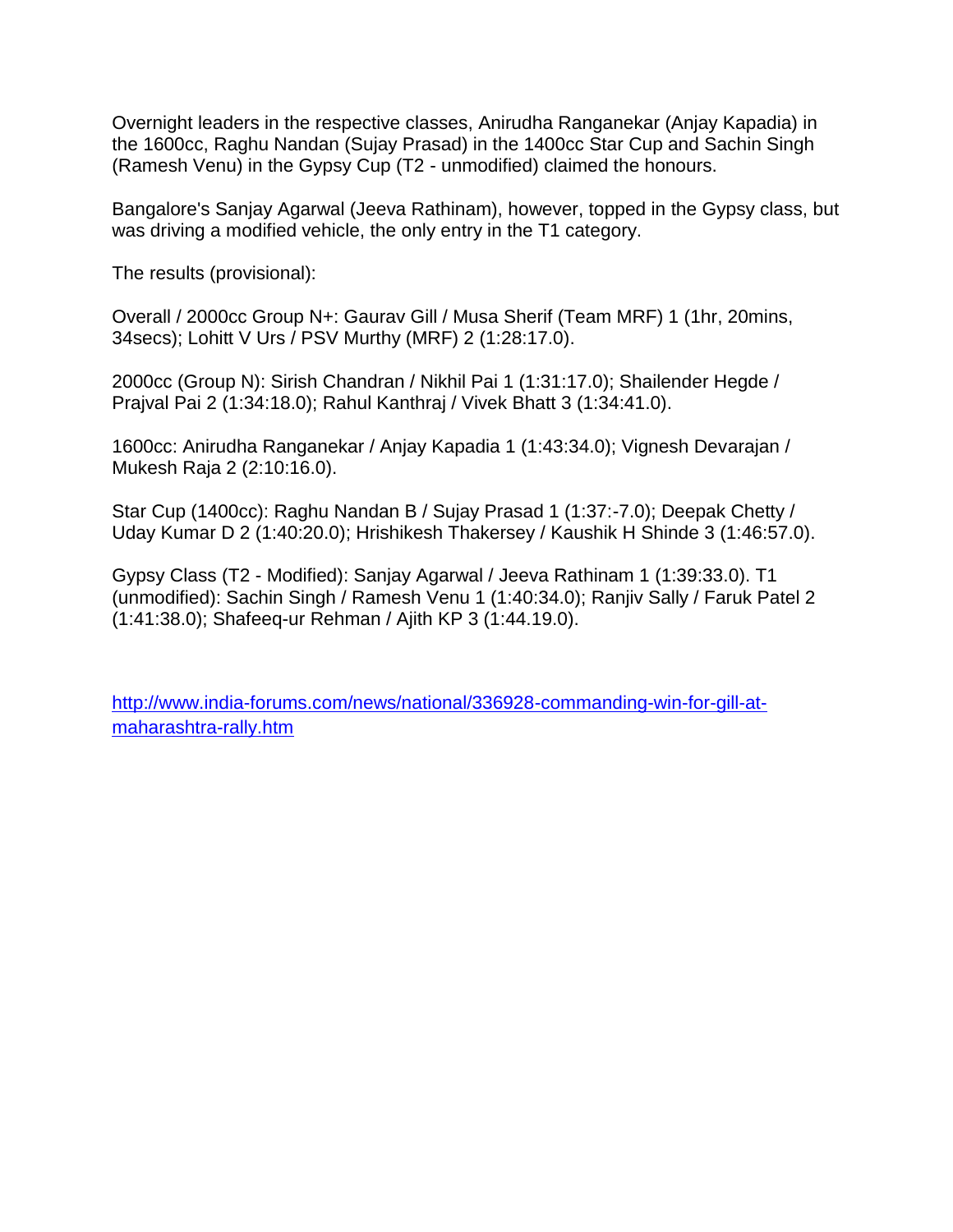Overnight leaders in the respective classes, Anirudha Ranganekar (Anjay Kapadia) in the 1600cc, Raghu Nandan (Sujay Prasad) in the 1400cc Star Cup and Sachin Singh (Ramesh Venu) in the Gypsy Cup (T2 - unmodified) claimed the honours.

Bangalore's Sanjay Agarwal (Jeeva Rathinam), however, topped in the Gypsy class, but was driving a modified vehicle, the only entry in the T1 category.

The results (provisional):

Overall / 2000cc Group N+: Gaurav Gill / Musa Sherif (Team MRF) 1 (1hr, 20mins, 34secs); Lohitt V Urs / PSV Murthy (MRF) 2 (1:28:17.0).

2000cc (Group N): Sirish Chandran / Nikhil Pai 1 (1:31:17.0); Shailender Hegde / Prajval Pai 2 (1:34:18.0); Rahul Kanthraj / Vivek Bhatt 3 (1:34:41.0).

1600cc: Anirudha Ranganekar / Anjay Kapadia 1 (1:43:34.0); Vignesh Devarajan / Mukesh Raja 2 (2:10:16.0).

Star Cup (1400cc): Raghu Nandan B / Sujay Prasad 1 (1:37:-7.0); Deepak Chetty / Uday Kumar D 2 (1:40:20.0); Hrishikesh Thakersey / Kaushik H Shinde 3 (1:46:57.0).

Gypsy Class (T2 - Modified): Sanjay Agarwal / Jeeva Rathinam 1 (1:39:33.0). T1 (unmodified): Sachin Singh / Ramesh Venu 1 (1:40:34.0); Ranjiv Sally / Faruk Patel 2 (1:41:38.0); Shafeeq-ur Rehman / Ajith KP 3 (1:44.19.0).

[http://www.india-forums.com/news/national/336928-commanding-win-for-gill-at-maharashtra-rally.htm](http://www.india-forums.com/news/national/336928-commanding-win-for-gill-at-maharashtra-rally.htm)